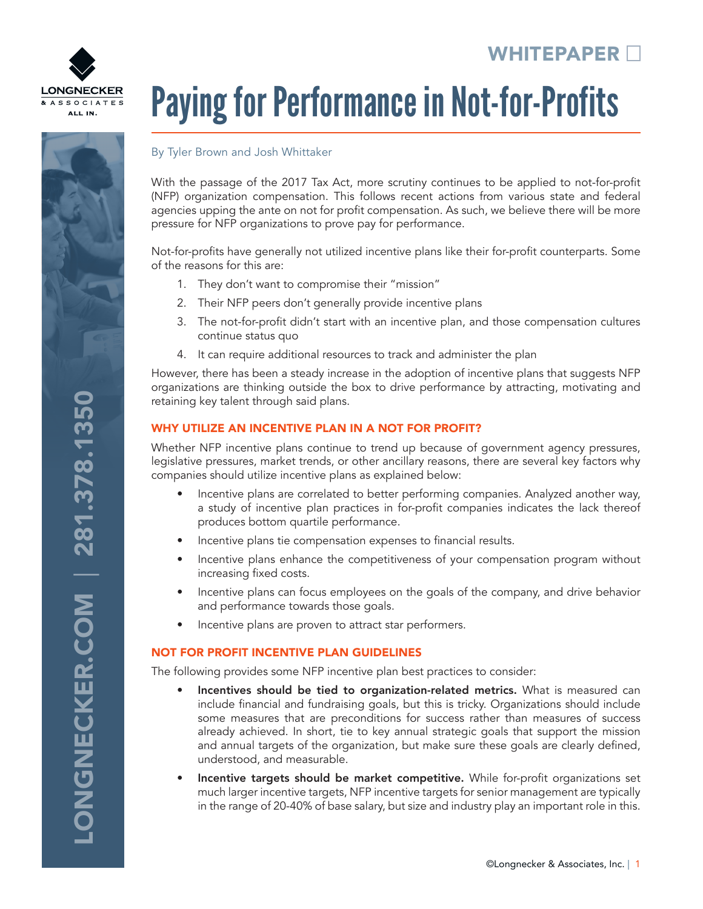WHITEPAPER

# Paying for Performance in Not-for-Profits

By Tyler Brown and Josh Whittaker

With the passage of the 2017 Tax Act, more scrutiny continues to be applied to not-for-profit (NFP) organization compensation. This follows recent actions from various state and federal agencies upping the ante on not for profit compensation. As such, we believe there will be more pressure for NFP organizations to prove pay for performance.

Not-for-profits have generally not utilized incentive plans like their for-profit counterparts. Some of the reasons for this are:

1. They don't want to compromise their "mission"
2. Their NFP peers don't generally provide incentive plans
3. The not-for-profit didn't start with an incentive plan, and those compensation cultures continue status quo
4. It can require additional resources to track and administer the plan

However, there has been a steady increase in the adoption of incentive plans that suggests NFP organizations are thinking outside the box to drive performance by attracting, motivating and retaining key talent through said plans.

## WHY UTILIZE AN INCENTIVE PLAN IN A NOT FOR PROFIT?

Whether NFP incentive plans continue to trend up because of government agency pressures, legislative pressures, market trends, or other ancillary reasons, there are several key factors why companies should utilize incentive plans as explained below:

- Incentive plans are correlated to better performing companies. Analyzed another way, a study of incentive plan practices in for-profit companies indicates the lack thereof produces bottom quartile performance.
- Incentive plans tie compensation expenses to financial results.
- Incentive plans enhance the competitiveness of your compensation program without increasing fixed costs.
- Incentive plans can focus employees on the goals of the company, and drive behavior and performance towards those goals.
- Incentive plans are proven to attract star performers.

## NOT FOR PROFIT INCENTIVE PLAN GUIDELINES

The following provides some NFP incentive plan best practices to consider:

- **Incentives should be tied to organization-related metrics.** What is measured can include financial and fundraising goals, but this is tricky. Organizations should include some measures that are preconditions for success rather than measures of success already achieved. In short, tie to key annual strategic goals that support the mission and annual targets of the organization, but make sure these goals are clearly defined, understood, and measurable.
- **Incentive targets should be market competitive.** While for-profit organizations set much larger incentive targets, NFP incentive targets for senior management are typically in the range of 20-40% of base salary, but size and industry play an important role in this.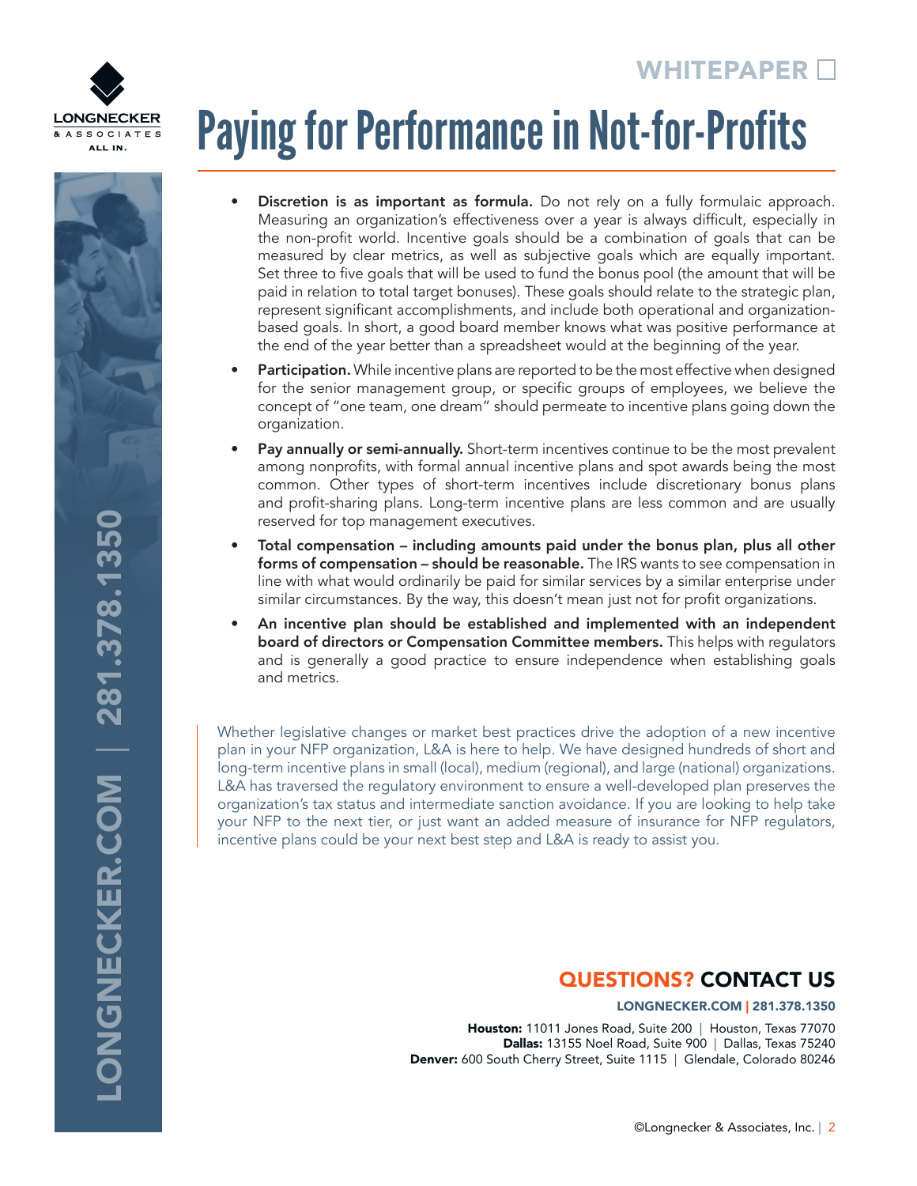# Paying for Performance in Not-for-Profits

- **Discretion is as important as formula.** Do not rely on a fully formulaic approach. Measuring an organization's effectiveness over a year is always difficult, especially in the non-profit world. Incentive goals should be a combination of goals that can be measured by clear metrics, as well as subjective goals which are equally important. Set three to five goals that will be used to fund the bonus pool (the amount that will be paid in relation to total target bonuses). These goals should relate to the strategic plan, represent significant accomplishments, and include both operational and organization-based goals. In short, a good board member knows what was positive performance at the end of the year better than a spreadsheet would at the beginning of the year.
- **Participation.** While incentive plans are reported to be the most effective when designed for the senior management group, or specific groups of employees, we believe the concept of "one team, one dream" should permeate to incentive plans going down the organization.
- **Pay annually or semi-annually.** Short-term incentives continue to be the most prevalent among nonprofits, with formal annual incentive plans and spot awards being the most common. Other types of short-term incentives include discretionary bonus plans and profit-sharing plans. Long-term incentive plans are less common and are usually reserved for top management executives.
- **Total compensation – including amounts paid under the bonus plan, plus all other forms of compensation – should be reasonable.** The IRS wants to see compensation in line with what would ordinarily be paid for similar services by a similar enterprise under similar circumstances. By the way, this doesn't mean just not for profit organizations.
- **An incentive plan should be established and implemented with an independent board of directors or Compensation Committee members.** This helps with regulators and is generally a good practice to ensure independence when establishing goals and metrics.

Whether legislative changes or market best practices drive the adoption of a new incentive plan in your NFP organization, L&A is here to help. We have designed hundreds of short and long-term incentive plans in small (local), medium (regional), and large (national) organizations. L&A has traversed the regulatory environment to ensure a well-developed plan preserves the organization's tax status and intermediate sanction avoidance. If you are looking to help take your NFP to the next tier, or just want an added measure of insurance for NFP regulators, incentive plans could be your next best step and L&A is ready to assist you.

## QUESTIONS? CONTACT US

**LONGNECKER.COM | 281.378.1350**

**Houston:** 11011 Jones Road, Suite 200 | Houston, Texas 77070
**Dallas:** 13155 Noel Road, Suite 900 | Dallas, Texas 75240
**Denver:** 600 South Cherry Street, Suite 1115 | Glendale, Colorado 80246

©Longnecker & Associates, Inc.